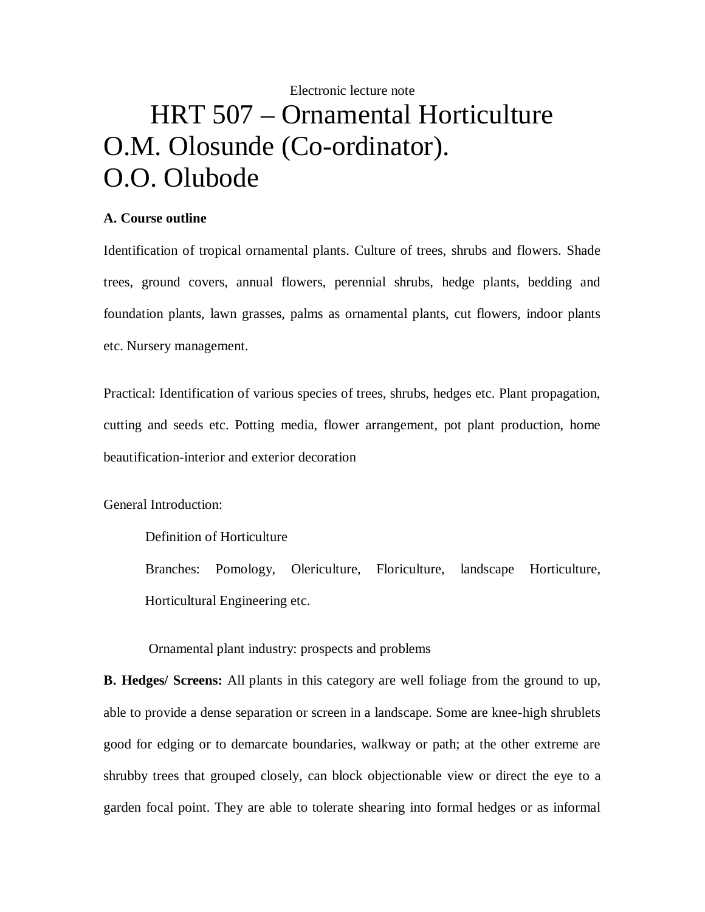Electronic lecture note

# HRT 507 – Ornamental Horticulture

## O.M. Olosunde (Co-ordinator).

## O.O. Olubode

**A. Course outline**

Identification of tropical ornamental plants. Culture of trees, shrubs and flowers. Shade trees, ground covers, annual flowers, perennial shrubs, hedge plants, bedding and foundation plants, lawn grasses, palms as ornamental plants, cut flowers, indoor plants etc. Nursery management.

Practical: Identification of various species of trees, shrubs, hedges etc. Plant propagation, cutting and seeds etc. Potting media, flower arrangement, pot plant production, home beautification-interior and exterior decoration

General Introduction:

Definition of Horticulture

Branches: Pomology, Olericulture, Floriculture, landscape Horticulture, Horticultural Engineering etc.

Ornamental plant industry: prospects and problems

**B. Hedges/ Screens:** All plants in this category are well foliage from the ground to up, able to provide a dense separation or screen in a landscape. Some are knee-high shrublets good for edging or to demarcate boundaries, walkway or path; at the other extreme are shrubby trees that grouped closely, can block objectionable view or direct the eye to a garden focal point. They are able to tolerate shearing into formal hedges or as informal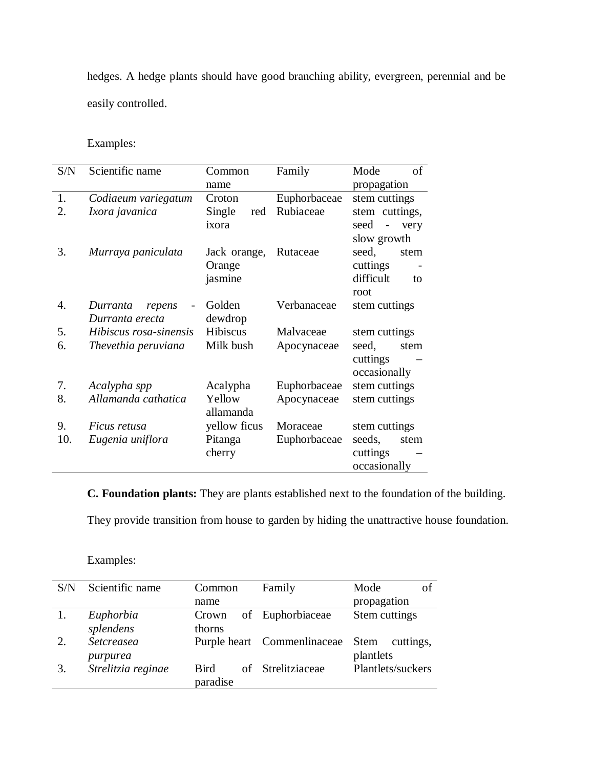hedges. A hedge plants should have good branching ability, evergreen, perennial and be easily controlled.

Examples:

| S/N | Scientific name | Common name | Family | Mode of propagation |
|---|---|---|---|---|
| 1. | *Codiaeum variegatum* | Croton | Euphorbaceae | stem cuttings |
| 2. | *Ixora javanica* | Single red ixora | Rubiaceae | stem cuttings, seed - very slow growth |
| 3. | *Murraya paniculata* | Jack orange, Orange jasmine | Rutaceae | seed, stem cuttings - difficult to root |
| 4. | *Durranta repens - Durranta erecta* | Golden dewdrop | Verbanaceae | stem cuttings |
| 5. | *Hibiscus rosa-sinensis* | Hibiscus | Malvaceae | stem cuttings |
| 6. | *Thevethia peruviana* | Milk bush | Apocynaceae | seed, stem cuttings – occasionally |
| 7. | *Acalypha spp* | Acalypha | Euphorbaceae | stem cuttings |
| 8. | *Allamanda cathatica* | Yellow allamanda | Apocynaceae | stem cuttings |
| 9. | *Ficus retusa* | yellow ficus | Moraceae | stem cuttings |
| 10. | *Eugenia uniflora* | Pitanga cherry | Euphorbaceae | seeds, stem cuttings – occasionally |

**C. Foundation plants:** They are plants established next to the foundation of the building. They provide transition from house to garden by hiding the unattractive house foundation.

Examples:

| S/N | Scientific name | Common name | Family | Mode of propagation |
|---|---|---|---|---|
| 1. | *Euphorbia splendens* | Crown of thorns | Euphorbiaceae | Stem cuttings |
| 2. | *Setcreasea purpurea* | Purple heart | Commenlinaceae | Stem cuttings, plantlets |
| 3. | *Strelitzia reginae* | Bird of paradise | Strelitziaceae | Plantlets/suckers |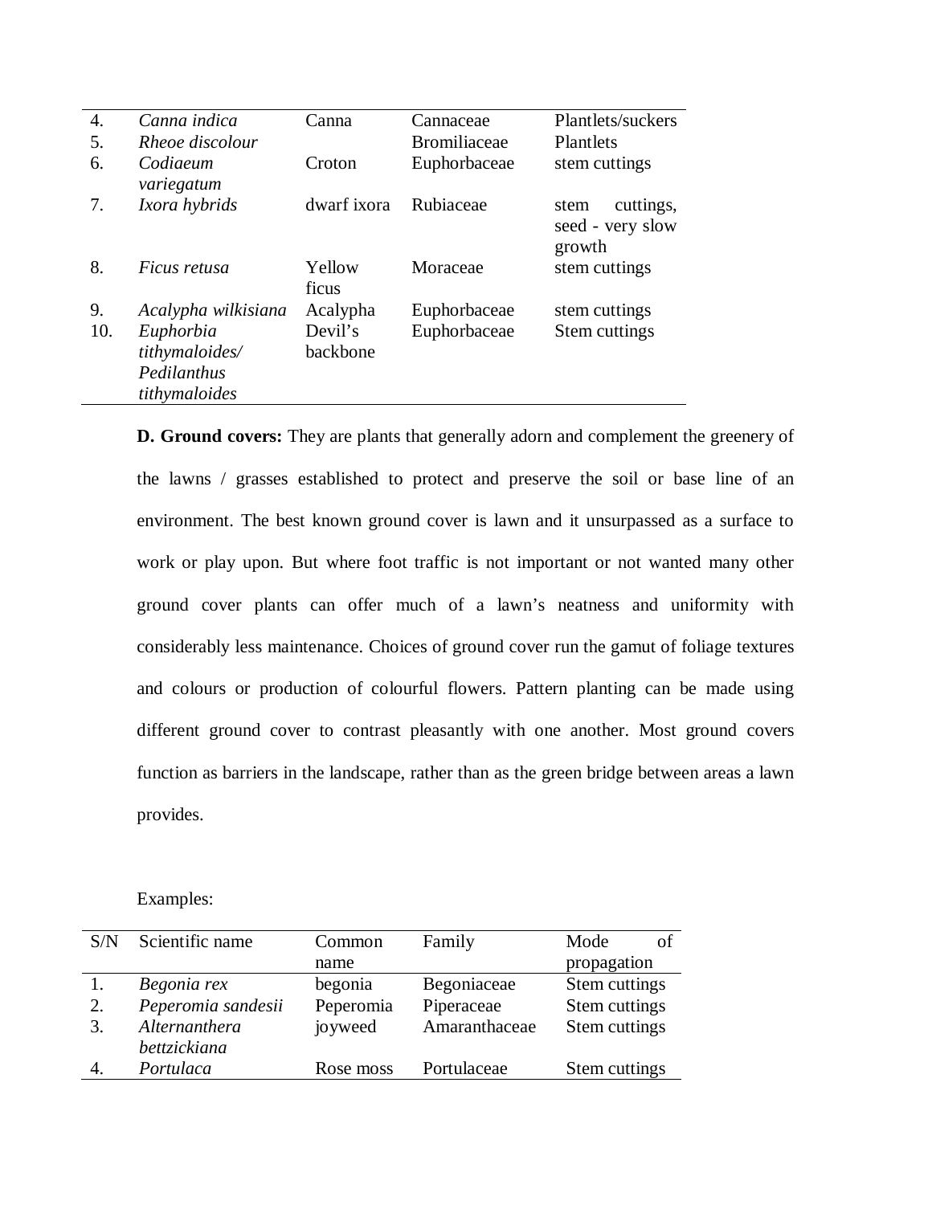| | | | | |
|---|---|---|---|---|
| 4. | *Canna indica* | Canna | Cannaceae | Plantlets/suckers |
| 5. | *Rheoe discolour* | | Bromiliaceae | Plantlets |
| 6. | *Codiaeum variegatum* | Croton | Euphorbaceae | stem cuttings |
| 7. | *Ixora hybrids* | dwarf ixora | Rubiaceae | stem cuttings, seed - very slow growth |
| 8. | *Ficus retusa* | Yellow ficus | Moraceae | stem cuttings |
| 9. | *Acalypha wilkisiana* | Acalypha | Euphorbaceae | stem cuttings |
| 10. | *Euphorbia tithymaloides/ Pedilanthus tithymaloides* | Devil's backbone | Euphorbaceae | Stem cuttings |

**D. Ground covers:** They are plants that generally adorn and complement the greenery of the lawns / grasses established to protect and preserve the soil or base line of an environment. The best known ground cover is lawn and it unsurpassed as a surface to work or play upon. But where foot traffic is not important or not wanted many other ground cover plants can offer much of a lawn's neatness and uniformity with considerably less maintenance. Choices of ground cover run the gamut of foliage textures and colours or production of colourful flowers. Pattern planting can be made using different ground cover to contrast pleasantly with one another. Most ground covers function as barriers in the landscape, rather than as the green bridge between areas a lawn provides.

Examples:

| S/N | Scientific name | Common name | Family | Mode of propagation |
|---|---|---|---|---|
| 1. | *Begonia rex* | begonia | Begoniaceae | Stem cuttings |
| 2. | *Peperomia sandesii* | Peperomia | Piperaceae | Stem cuttings |
| 3. | *Alternanthera bettzickiana* | joyweed | Amaranthaceae | Stem cuttings |
| 4. | *Portulaca* | Rose moss | Portulaceae | Stem cuttings |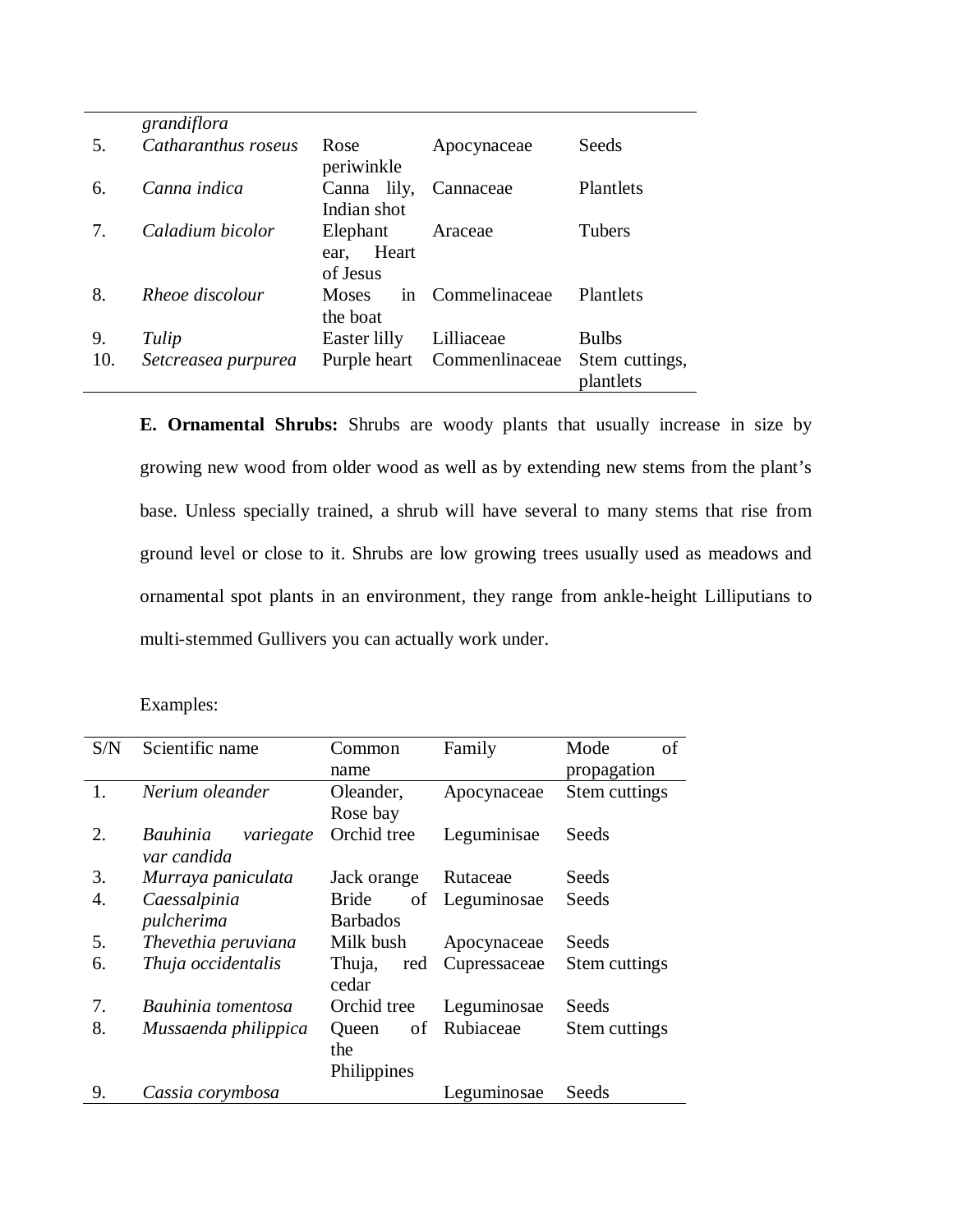| | | | | |
|---|---|---|---|---|
| | *grandiflora* | | | |
| 5. | *Catharanthus roseus* | Rose periwinkle | Apocynaceae | Seeds |
| 6. | *Canna indica* | Canna lily, Indian shot | Cannaceae | Plantlets |
| 7. | *Caladium bicolor* | Elephant ear, Heart of Jesus | Araceae | Tubers |
| 8. | *Rheoe discolour* | Moses in the boat | Commelinaceae | Plantlets |
| 9. | *Tulip* | Easter lilly | Lilliaceae | Bulbs |
| 10. | *Setcreasea purpurea* | Purple heart | Commenlinaceae | Stem cuttings, plantlets |

**E. Ornamental Shrubs:** Shrubs are woody plants that usually increase in size by growing new wood from older wood as well as by extending new stems from the plant's base. Unless specially trained, a shrub will have several to many stems that rise from ground level or close to it. Shrubs are low growing trees usually used as meadows and ornamental spot plants in an environment, they range from ankle-height Lilliputians to multi-stemmed Gullivers you can actually work under.

Examples:

| S/N | Scientific name | Common name | Family | Mode of propagation |
|---|---|---|---|---|
| 1. | *Nerium oleander* | Oleander, Rose bay | Apocynaceae | Stem cuttings |
| 2. | *Bauhinia variegate var candida* | Orchid tree | Leguminisae | Seeds |
| 3. | *Murraya paniculata* | Jack orange | Rutaceae | Seeds |
| 4. | *Caessalpinia pulcherima* | Bride of Barbados | Leguminosae | Seeds |
| 5. | *Thevethia peruviana* | Milk bush | Apocynaceae | Seeds |
| 6. | *Thuja occidentalis* | Thuja, red cedar | Cupressaceae | Stem cuttings |
| 7. | *Bauhinia tomentosa* | Orchid tree | Leguminosae | Seeds |
| 8. | *Mussaenda philippica* | Queen of the Philippines | Rubiaceae | Stem cuttings |
| 9. | *Cassia corymbosa* | | Leguminosae | Seeds |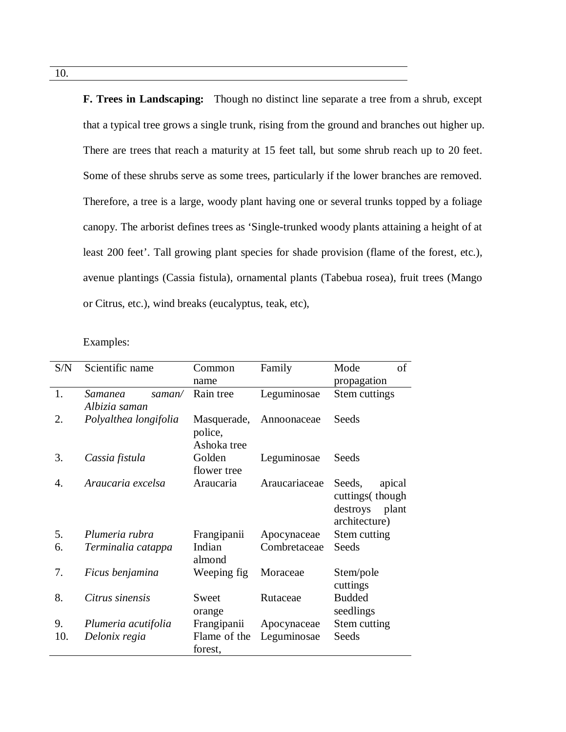| 10. |
|---|

**F. Trees in Landscaping:** Though no distinct line separate a tree from a shrub, except that a typical tree grows a single trunk, rising from the ground and branches out higher up. There are trees that reach a maturity at 15 feet tall, but some shrub reach up to 20 feet. Some of these shrubs serve as some trees, particularly if the lower branches are removed. Therefore, a tree is a large, woody plant having one or several trunks topped by a foliage canopy. The arborist defines trees as 'Single-trunked woody plants attaining a height of at least 200 feet'. Tall growing plant species for shade provision (flame of the forest, etc.), avenue plantings (Cassia fistula), ornamental plants (Tabebua rosea), fruit trees (Mango or Citrus, etc.), wind breaks (eucalyptus, teak, etc),

Examples:

| S/N | Scientific name | Common name | Family | Mode of propagation |
|---|---|---|---|---|
| 1. | *Samanea saman/ Albizia saman* | Rain tree | Leguminosae | Stem cuttings |
| 2. | *Polyalthea longifolia* | Masquerade, police, Ashoka tree | Annoonaceae | Seeds |
| 3. | *Cassia fistula* | Golden flower tree | Leguminosae | Seeds |
| 4. | *Araucaria excelsa* | Araucaria | Araucariaceae | Seeds, apical cuttings( though destroys plant architecture) |
| 5. | *Plumeria rubra* | Frangipanii | Apocynaceae | Stem cutting |
| 6. | *Terminalia catappa* | Indian almond | Combretaceae | Seeds |
| 7. | *Ficus benjamina* | Weeping fig | Moraceae | Stem/pole cuttings |
| 8. | *Citrus sinensis* | Sweet orange | Rutaceae | Budded seedlings |
| 9. | *Plumeria acutifolia* | Frangipanii | Apocynaceae | Stem cutting |
| 10. | *Delonix regia* | Flame of the forest, | Leguminosae | Seeds |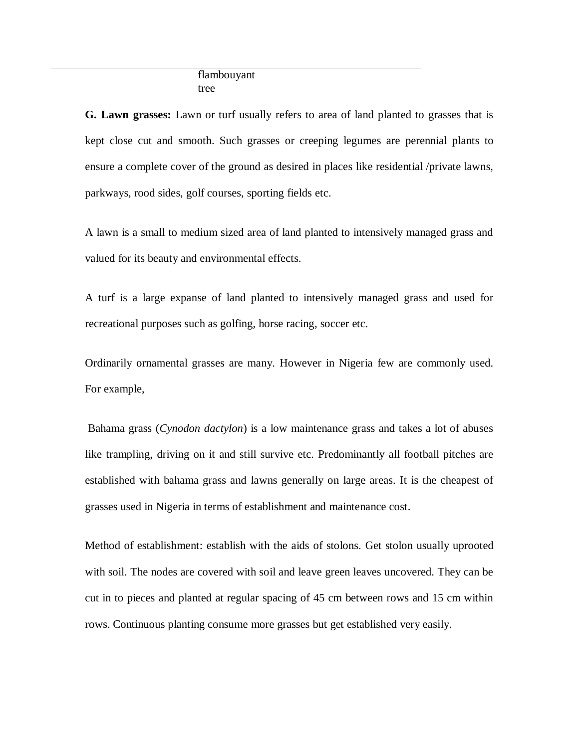| | flambouyant tree | |
|---|---|---|

**G. Lawn grasses:** Lawn or turf usually refers to area of land planted to grasses that is kept close cut and smooth. Such grasses or creeping legumes are perennial plants to ensure a complete cover of the ground as desired in places like residential /private lawns, parkways, rood sides, golf courses, sporting fields etc.

A lawn is a small to medium sized area of land planted to intensively managed grass and valued for its beauty and environmental effects.

A turf is a large expanse of land planted to intensively managed grass and used for recreational purposes such as golfing, horse racing, soccer etc.

Ordinarily ornamental grasses are many. However in Nigeria few are commonly used. For example,

Bahama grass (*Cynodon dactylon*) is a low maintenance grass and takes a lot of abuses like trampling, driving on it and still survive etc. Predominantly all football pitches are established with bahama grass and lawns generally on large areas. It is the cheapest of grasses used in Nigeria in terms of establishment and maintenance cost.

Method of establishment: establish with the aids of stolons. Get stolon usually uprooted with soil. The nodes are covered with soil and leave green leaves uncovered. They can be cut in to pieces and planted at regular spacing of 45 cm between rows and 15 cm within rows. Continuous planting consume more grasses but get established very easily.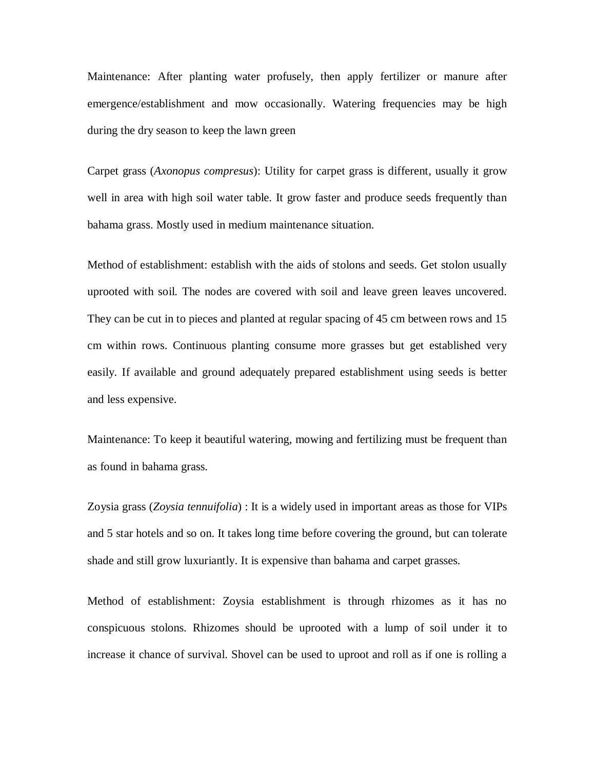Maintenance: After planting water profusely, then apply fertilizer or manure after emergence/establishment and mow occasionally. Watering frequencies may be high during the dry season to keep the lawn green

Carpet grass (*Axonopus compresus*): Utility for carpet grass is different, usually it grow well in area with high soil water table. It grow faster and produce seeds frequently than bahama grass. Mostly used in medium maintenance situation.

Method of establishment: establish with the aids of stolons and seeds. Get stolon usually uprooted with soil. The nodes are covered with soil and leave green leaves uncovered. They can be cut in to pieces and planted at regular spacing of 45 cm between rows and 15 cm within rows. Continuous planting consume more grasses but get established very easily. If available and ground adequately prepared establishment using seeds is better and less expensive.

Maintenance: To keep it beautiful watering, mowing and fertilizing must be frequent than as found in bahama grass.

Zoysia grass (*Zoysia tennuifolia*) : It is a widely used in important areas as those for VIPs and 5 star hotels and so on. It takes long time before covering the ground, but can tolerate shade and still grow luxuriantly. It is expensive than bahama and carpet grasses.

Method of establishment: Zoysia establishment is through rhizomes as it has no conspicuous stolons. Rhizomes should be uprooted with a lump of soil under it to increase it chance of survival. Shovel can be used to uproot and roll as if one is rolling a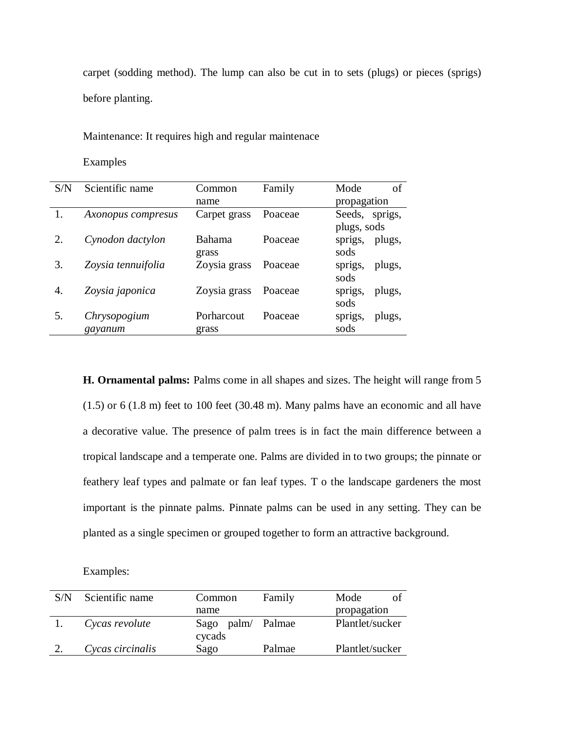carpet (sodding method). The lump can also be cut in to sets (plugs) or pieces (sprigs) before planting.

Maintenance: It requires high and regular maintenace

Examples

| S/N | Scientific name | Common name | Family | Mode of propagation |
|---|---|---|---|---|
| 1. | *Axonopus compresus* | Carpet grass | Poaceae | Seeds, sprigs, plugs, sods |
| 2. | *Cynodon dactylon* | Bahama grass | Poaceae | sprigs, plugs, sods |
| 3. | *Zoysia tennuifolia* | Zoysia grass | Poaceae | sprigs, plugs, sods |
| 4. | *Zoysia japonica* | Zoysia grass | Poaceae | sprigs, plugs, sods |
| 5. | *Chrysopogium gayanum* | Porharcout grass | Poaceae | sprigs, plugs, sods |

**H. Ornamental palms:** Palms come in all shapes and sizes. The height will range from 5 (1.5) or 6 (1.8 m) feet to 100 feet (30.48 m). Many palms have an economic and all have a decorative value. The presence of palm trees is in fact the main difference between a tropical landscape and a temperate one. Palms are divided in to two groups; the pinnate or feathery leaf types and palmate or fan leaf types. T o the landscape gardeners the most important is the pinnate palms. Pinnate palms can be used in any setting. They can be planted as a single specimen or grouped together to form an attractive background.

Examples:

| S/N | Scientific name | Common name | Family | Mode of propagation |
|---|---|---|---|---|
| 1. | *Cycas revolute* | Sago palm/ cycads | Palmae | Plantlet/sucker |
| 2. | *Cycas circinalis* | Sago | Palmae | Plantlet/sucker |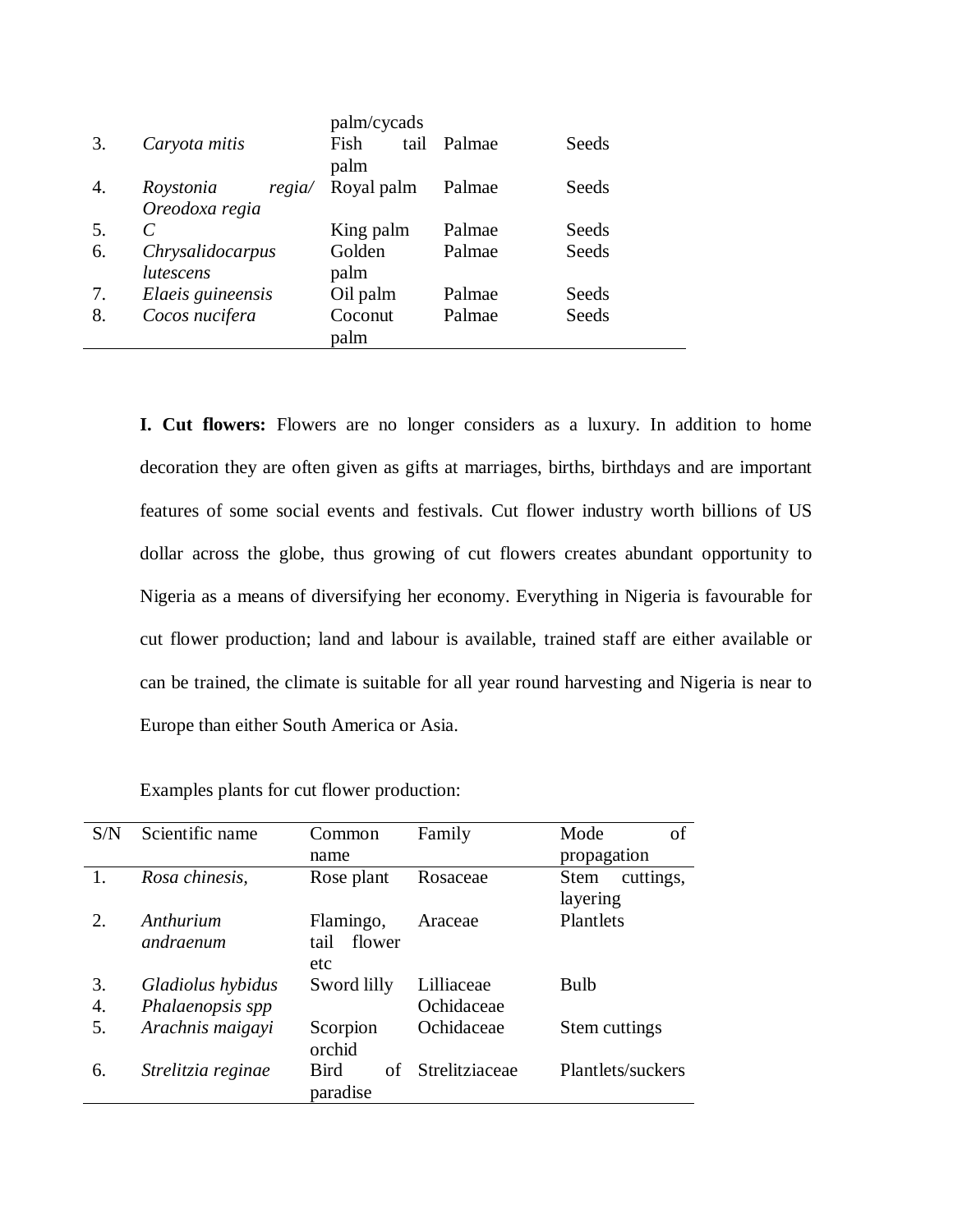| | | palm/cycads | | |
|---|---|---|---|---|
| 3. | *Caryota mitis* | Fish tail palm | Palmae | Seeds |
| 4. | *Roystonia regia/ Oreodoxa regia* | Royal palm | Palmae | Seeds |
| 5. | *C* | King palm | Palmae | Seeds |
| 6. | *Chrysalidocarpus lutescens* | Golden palm | Palmae | Seeds |
| 7. | *Elaeis guineensis* | Oil palm | Palmae | Seeds |
| 8. | *Cocos nucifera* | Coconut palm | Palmae | Seeds |

**I. Cut flowers:** Flowers are no longer considers as a luxury. In addition to home decoration they are often given as gifts at marriages, births, birthdays and are important features of some social events and festivals. Cut flower industry worth billions of US dollar across the globe, thus growing of cut flowers creates abundant opportunity to Nigeria as a means of diversifying her economy. Everything in Nigeria is favourable for cut flower production; land and labour is available, trained staff are either available or can be trained, the climate is suitable for all year round harvesting and Nigeria is near to Europe than either South America or Asia.

Examples plants for cut flower production:

| S/N | Scientific name | Common name | Family | Mode of propagation |
|---|---|---|---|---|
| 1. | *Rosa chinesis,* | Rose plant | Rosaceae | Stem cuttings, layering |
| 2. | *Anthurium andraenum* | Flamingo, tail flower etc | Araceae | Plantlets |
| 3. | *Gladiolus hybidus* | Sword lilly | Lilliaceae | Bulb |
| 4. | *Phalaenopsis spp* | | Ochidaceae | |
| 5. | *Arachnis maigayi* | Scorpion orchid | Ochidaceae | Stem cuttings |
| 6. | *Strelitzia reginae* | Bird of paradise | Strelitziaceae | Plantlets/suckers |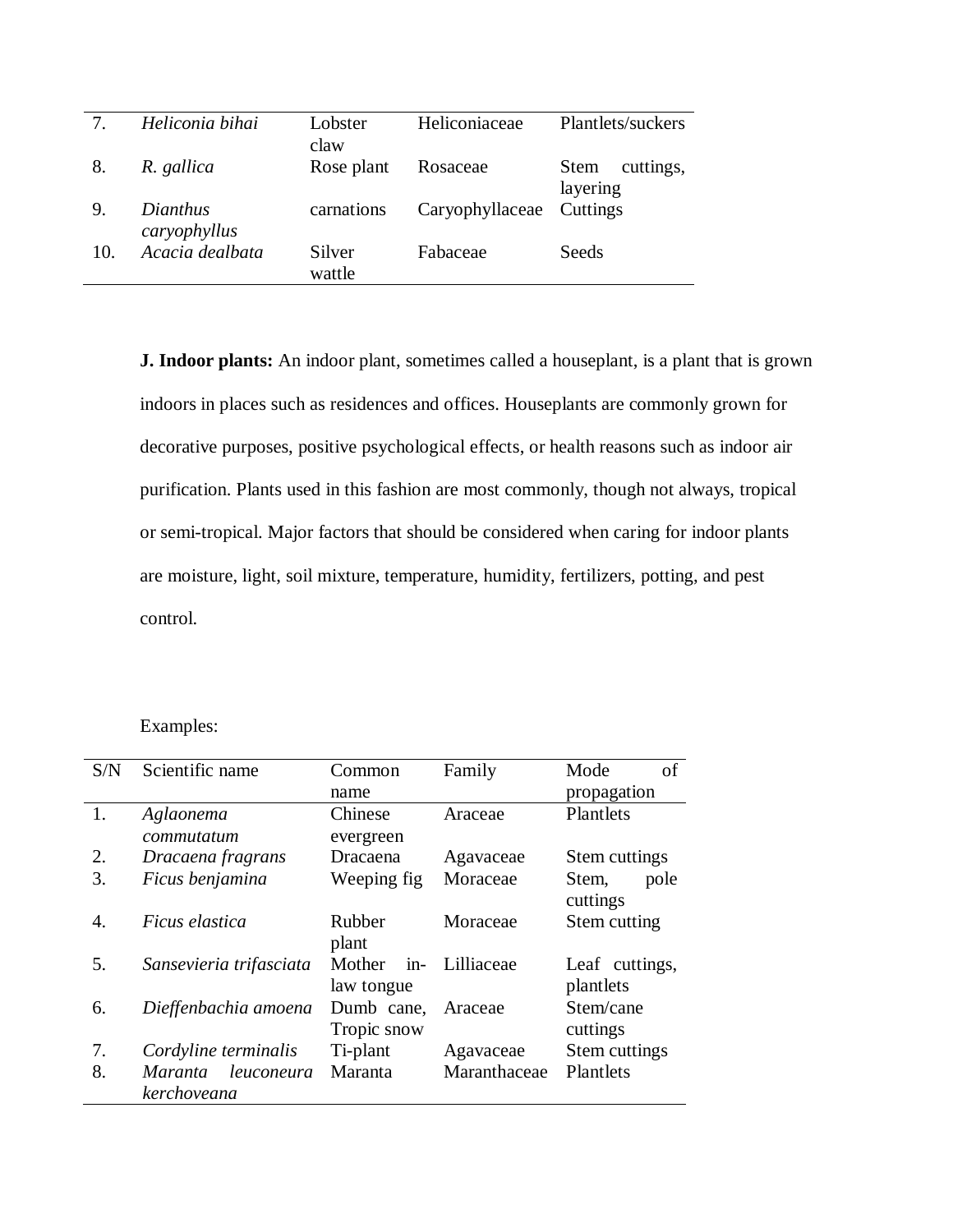| 7. | *Heliconia bihai* | Lobster claw | Heliconiaceae | Plantlets/suckers |
| 8. | *R. gallica* | Rose plant | Rosaceae | Stem cuttings, layering |
| 9. | *Dianthus caryophyllus* | carnations | Caryophyllaceae | Cuttings |
| 10. | *Acacia dealbata* | Silver wattle | Fabaceae | Seeds |

**J. Indoor plants:** An indoor plant, sometimes called a houseplant, is a plant that is grown indoors in places such as residences and offices. Houseplants are commonly grown for decorative purposes, positive psychological effects, or health reasons such as indoor air purification. Plants used in this fashion are most commonly, though not always, tropical or semi-tropical. Major factors that should be considered when caring for indoor plants are moisture, light, soil mixture, temperature, humidity, fertilizers, potting, and pest control.

Examples:

| S/N | Scientific name | Common name | Family | Mode of propagation |
|---|---|---|---|---|
| 1. | *Aglaonema commutatum* | Chinese evergreen | Araceae | Plantlets |
| 2. | *Dracaena fragrans* | Dracaena | Agavaceae | Stem cuttings |
| 3. | *Ficus benjamina* | Weeping fig | Moraceae | Stem, pole cuttings |
| 4. | *Ficus elastica* | Rubber plant | Moraceae | Stem cutting |
| 5. | *Sansevieria trifasciata* | Mother in-law tongue | Lilliaceae | Leaf cuttings, plantlets |
| 6. | *Dieffenbachia amoena* | Dumb cane, Tropic snow | Araceae | Stem/cane cuttings |
| 7. | *Cordyline terminalis* | Ti-plant | Agavaceae | Stem cuttings |
| 8. | *Maranta leuconeura kerchoveana* | Maranta | Maranthaceae | Plantlets |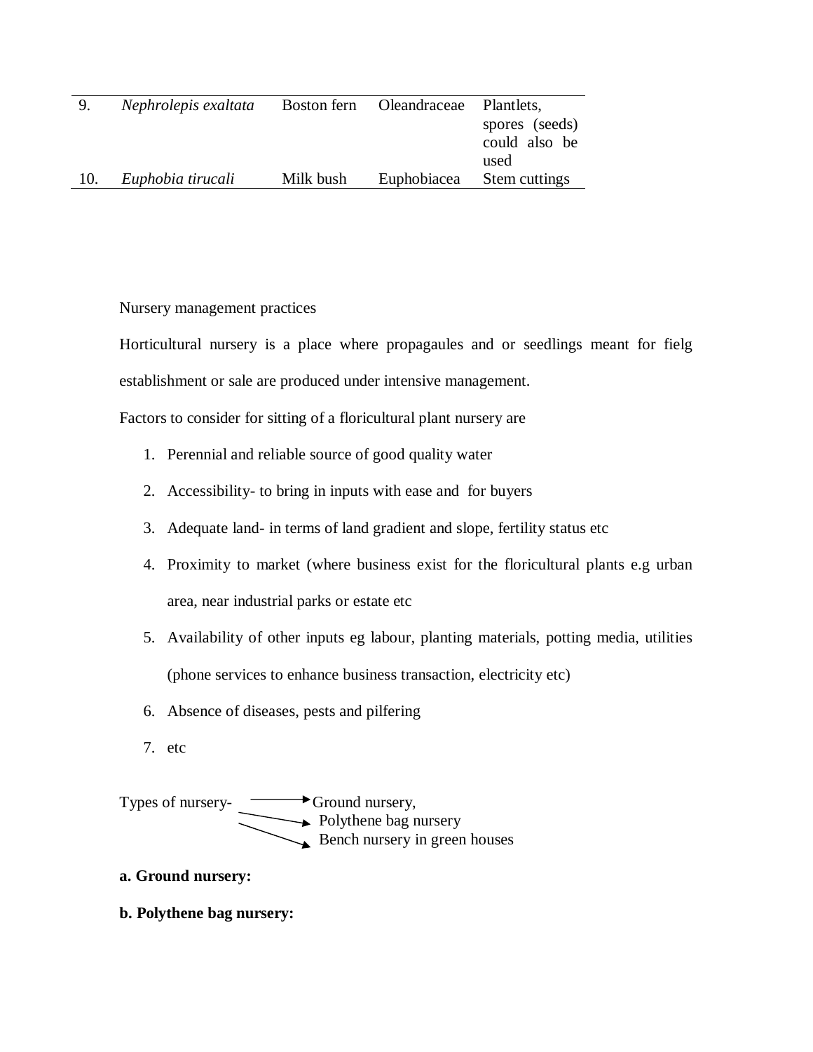| 9. | *Nephrolepis exaltata* | Boston fern | Oleandraceae | Plantlets, spores (seeds) could also be used |
|---|---|---|---|---|
| 10. | *Euphobia tirucali* | Milk bush | Euphobiacea | Stem cuttings |

Nursery management practices

Horticultural nursery is a place where propagaules and or seedlings meant for fielg establishment or sale are produced under intensive management.

Factors to consider for sitting of a floricultural plant nursery are

1. Perennial and reliable source of good quality water
2. Accessibility- to bring in inputs with ease and for buyers
3. Adequate land- in terms of land gradient and slope, fertility status etc
4. Proximity to market (where business exist for the floricultural plants e.g urban area, near industrial parks or estate etc
5. Availability of other inputs eg labour, planting materials, potting media, utilities (phone services to enhance business transaction, electricity etc)
6. Absence of diseases, pests and pilfering
7. etc

Types of nursery- → Ground nursery,
→ Polythene bag nursery
→ Bench nursery in green houses

**a. Ground nursery:**

**b. Polythene bag nursery:**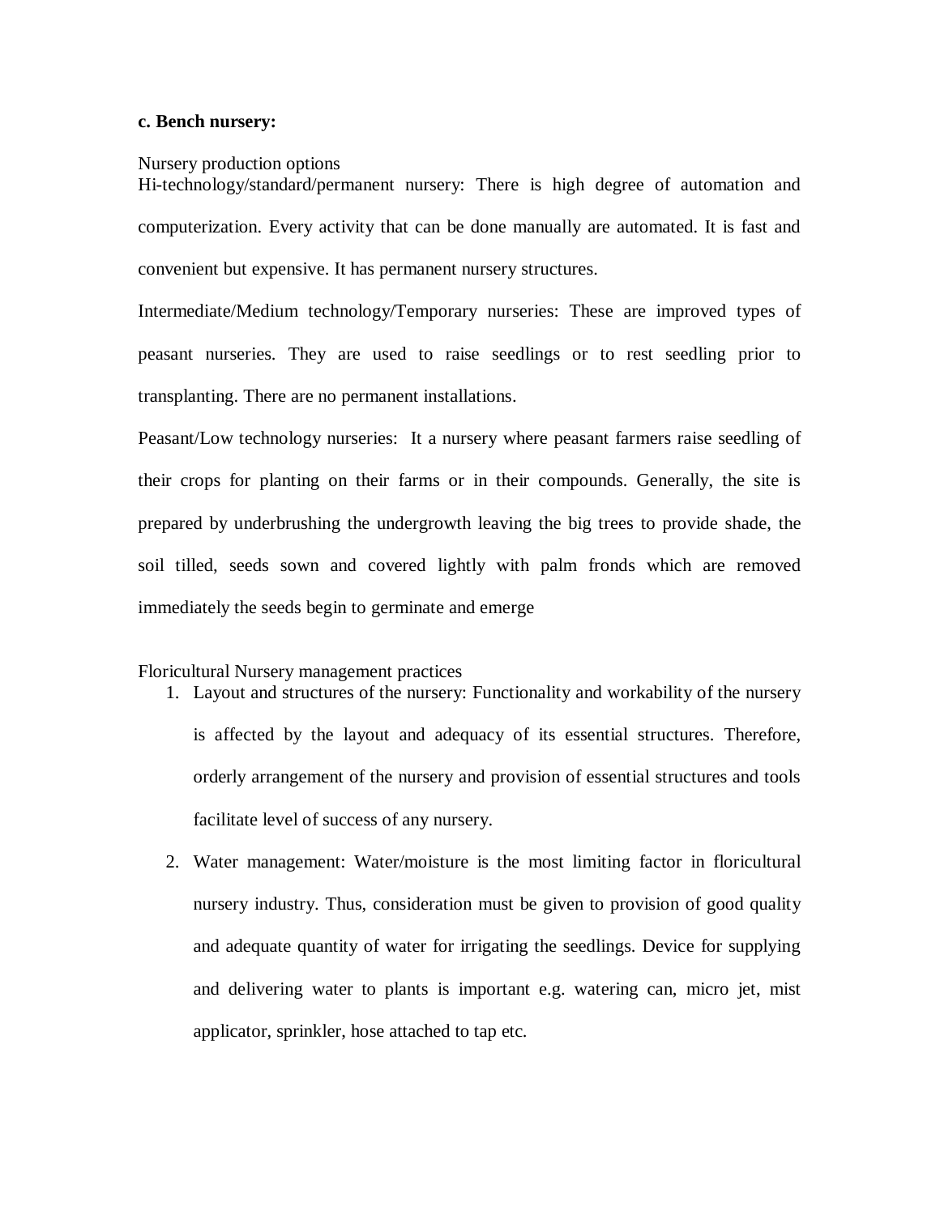**c. Bench nursery:**

Nursery production options

Hi-technology/standard/permanent nursery: There is high degree of automation and computerization. Every activity that can be done manually are automated. It is fast and convenient but expensive. It has permanent nursery structures.

Intermediate/Medium technology/Temporary nurseries: These are improved types of peasant nurseries. They are used to raise seedlings or to rest seedling prior to transplanting. There are no permanent installations.

Peasant/Low technology nurseries: It a nursery where peasant farmers raise seedling of their crops for planting on their farms or in their compounds. Generally, the site is prepared by underbrushing the undergrowth leaving the big trees to provide shade, the soil tilled, seeds sown and covered lightly with palm fronds which are removed immediately the seeds begin to germinate and emerge

Floricultural Nursery management practices

1. Layout and structures of the nursery: Functionality and workability of the nursery is affected by the layout and adequacy of its essential structures. Therefore, orderly arrangement of the nursery and provision of essential structures and tools facilitate level of success of any nursery.
2. Water management: Water/moisture is the most limiting factor in floricultural nursery industry. Thus, consideration must be given to provision of good quality and adequate quantity of water for irrigating the seedlings. Device for supplying and delivering water to plants is important e.g. watering can, micro jet, mist applicator, sprinkler, hose attached to tap etc.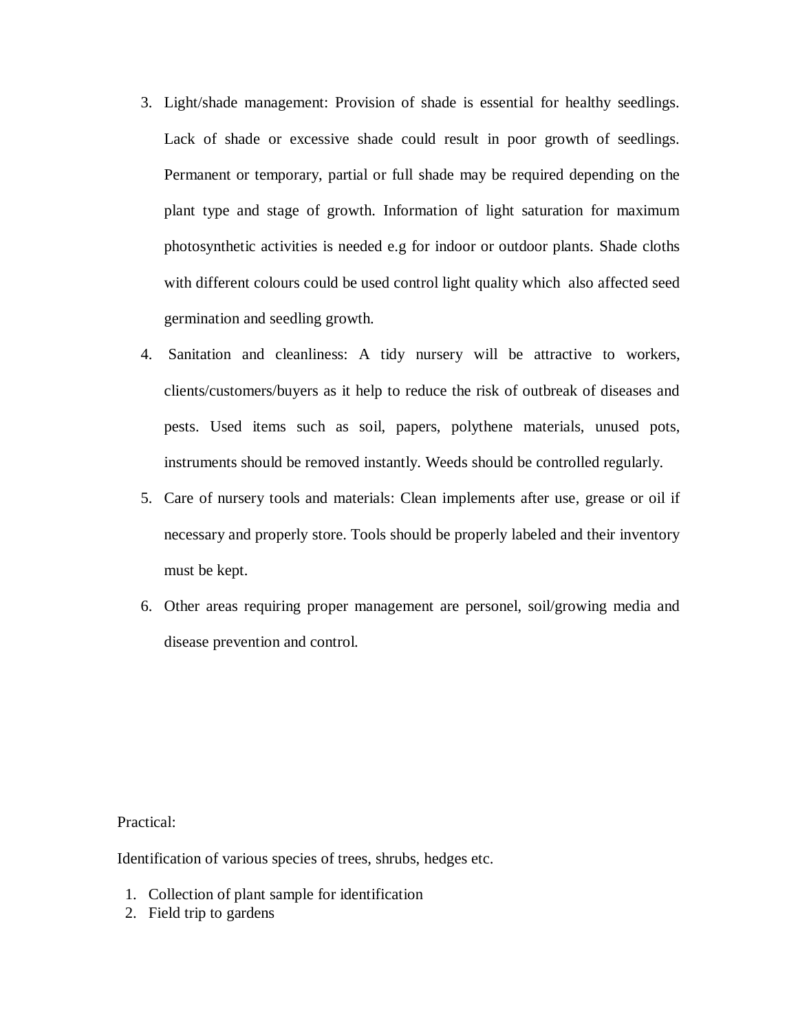3. Light/shade management: Provision of shade is essential for healthy seedlings. Lack of shade or excessive shade could result in poor growth of seedlings. Permanent or temporary, partial or full shade may be required depending on the plant type and stage of growth. Information of light saturation for maximum photosynthetic activities is needed e.g for indoor or outdoor plants. Shade cloths with different colours could be used control light quality which also affected seed germination and seedling growth.
4. Sanitation and cleanliness: A tidy nursery will be attractive to workers, clients/customers/buyers as it help to reduce the risk of outbreak of diseases and pests. Used items such as soil, papers, polythene materials, unused pots, instruments should be removed instantly. Weeds should be controlled regularly.
5. Care of nursery tools and materials: Clean implements after use, grease or oil if necessary and properly store. Tools should be properly labeled and their inventory must be kept.
6. Other areas requiring proper management are personel, soil/growing media and disease prevention and control.

Practical:

Identification of various species of trees, shrubs, hedges etc.

1. Collection of plant sample for identification
2. Field trip to gardens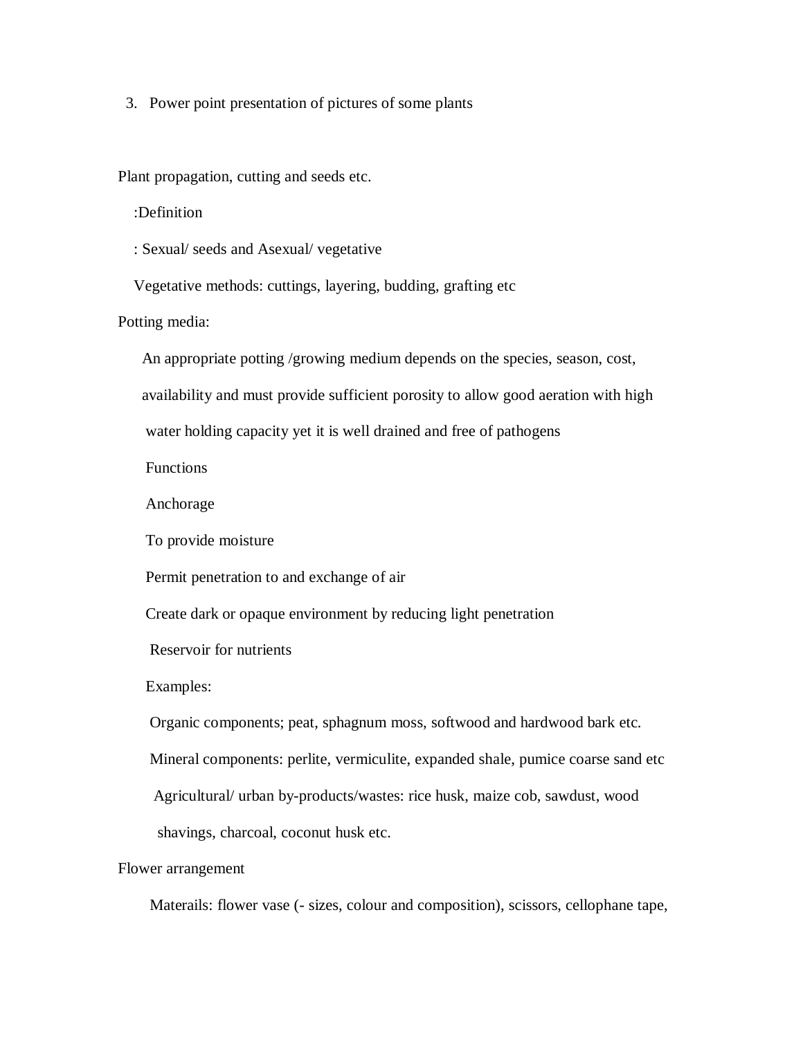3. Power point presentation of pictures of some plants

Plant propagation, cutting and seeds etc.

:Definition

: Sexual/ seeds and Asexual/ vegetative

Vegetative methods: cuttings, layering, budding, grafting etc

Potting media:

An appropriate potting /growing medium depends on the species, season, cost, availability and must provide sufficient porosity to allow good aeration with high water holding capacity yet it is well drained and free of pathogens

Functions

Anchorage

To provide moisture

Permit penetration to and exchange of air

Create dark or opaque environment by reducing light penetration

Reservoir for nutrients

Examples:

Organic components; peat, sphagnum moss, softwood and hardwood bark etc.

Mineral components: perlite, vermiculite, expanded shale, pumice coarse sand etc

Agricultural/ urban by-products/wastes: rice husk, maize cob, sawdust, wood shavings, charcoal, coconut husk etc.

Flower arrangement

Materails: flower vase (- sizes, colour and composition), scissors, cellophane tape,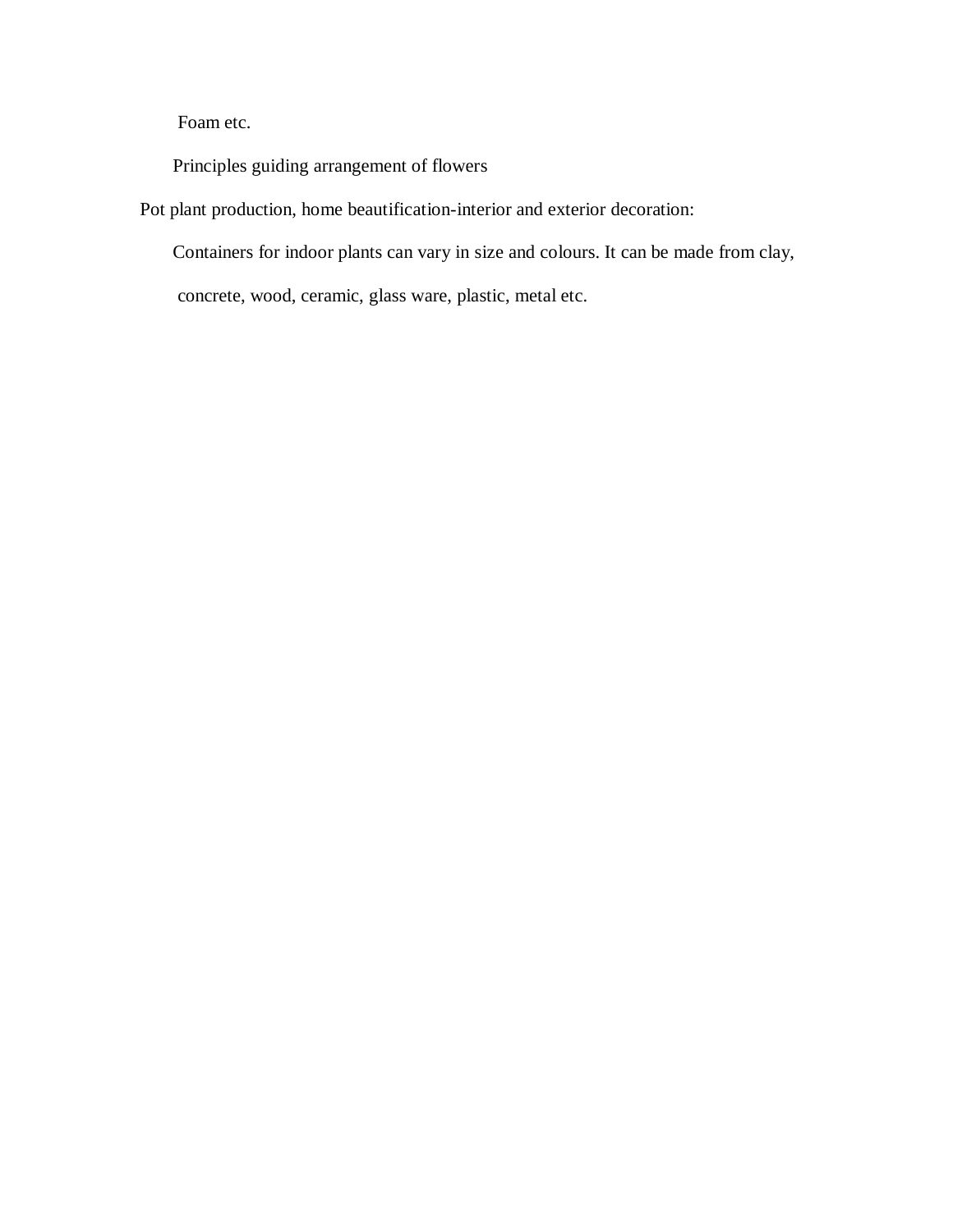Foam etc.

Principles guiding arrangement of flowers

Pot plant production, home beautification-interior and exterior decoration:

Containers for indoor plants can vary in size and colours. It can be made from clay, concrete, wood, ceramic, glass ware, plastic, metal etc.